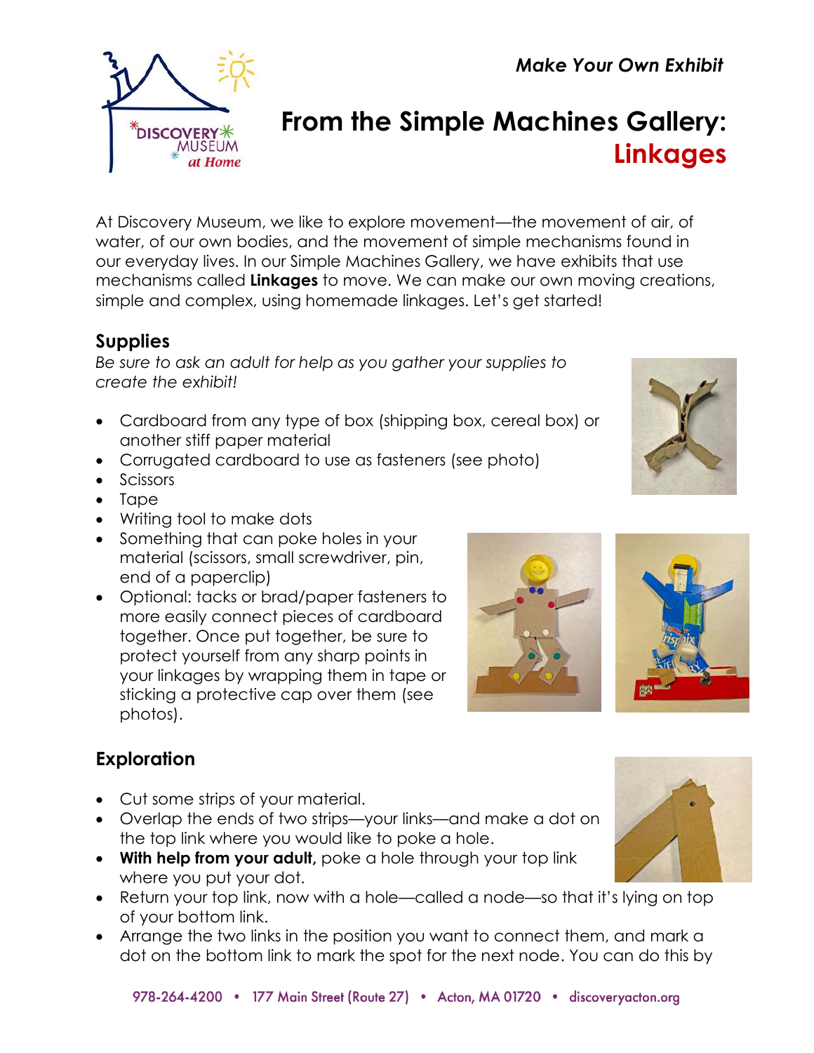*Make Your Own Exhibit*

# From the Simple Machines Gallery: Linkages

At Discovery Museum, we like to explore movement—the movement of air, of water, of our own bodies, and the movement of simple mechanisms found in our everyday lives. In our Simple Machines Gallery, we have exhibits that use mechanisms called **Linkages** to move. We can make our own moving creations, simple and complex, using homemade linkages. Let's get started!

## Supplies

*Be sure to ask an adult for help as you gather your supplies to create the exhibit!*

- Cardboard from any type of box (shipping box, cereal box) or another stiff paper material
- Corrugated cardboard to use as fasteners (see photo)
- Scissors
- Tape
- Writing tool to make dots
- Something that can poke holes in your material (scissors, small screwdriver, pin, end of a paperclip)
- Optional: tacks or brad/paper fasteners to more easily connect pieces of cardboard together. Once put together, be sure to protect yourself from any sharp points in your linkages by wrapping them in tape or sticking a protective cap over them (see photos).

## Exploration

- Cut some strips of your material.
- Overlap the ends of two strips—your links—and make a dot on the top link where you would like to poke a hole.
- **With help from your adult,** poke a hole through your top link where you put your dot.
- Return your top link, now with a hole—called a node—so that it's lying on top of your bottom link.
- Arrange the two links in the position you want to connect them, and mark a dot on the bottom link to mark the spot for the next node. You can do this by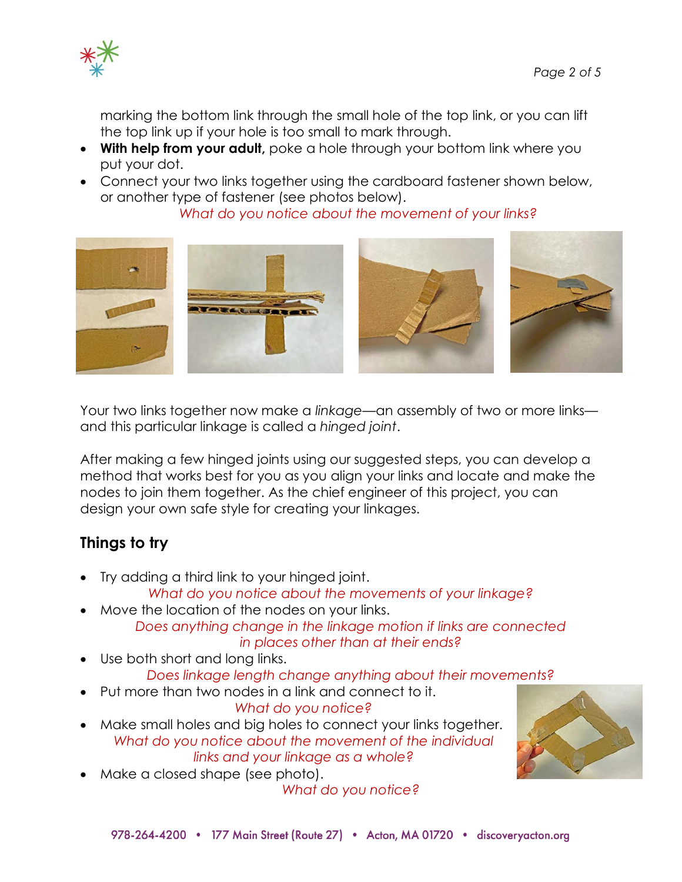marking the bottom link through the small hole of the top link, or you can lift the top link up if your hole is too small to mark through.

- **With help from your adult,** poke a hole through your bottom link where you put your dot.
- Connect your two links together using the cardboard fastener shown below, or another type of fastener (see photos below).

  *What do you notice about the movement of your links?*

Your two links together now make a *linkage*—an assembly of two or more links—and this particular linkage is called a *hinged joint*.

After making a few hinged joints using our suggested steps, you can develop a method that works best for you as you align your links and locate and make the nodes to join them together. As the chief engineer of this project, you can design your own safe style for creating your linkages.

## Things to try

- Try adding a third link to your hinged joint.

  *What do you notice about the movements of your linkage?*
- Move the location of the nodes on your links.

  *Does anything change in the linkage motion if links are connected in places other than at their ends?*
- Use both short and long links.

  *Does linkage length change anything about their movements?*
- Put more than two nodes in a link and connect to it.

  *What do you notice?*
- Make small holes and big holes to connect your links together.

  *What do you notice about the movement of the individual links and your linkage as a whole?*
- Make a closed shape (see photo).

  *What do you notice?*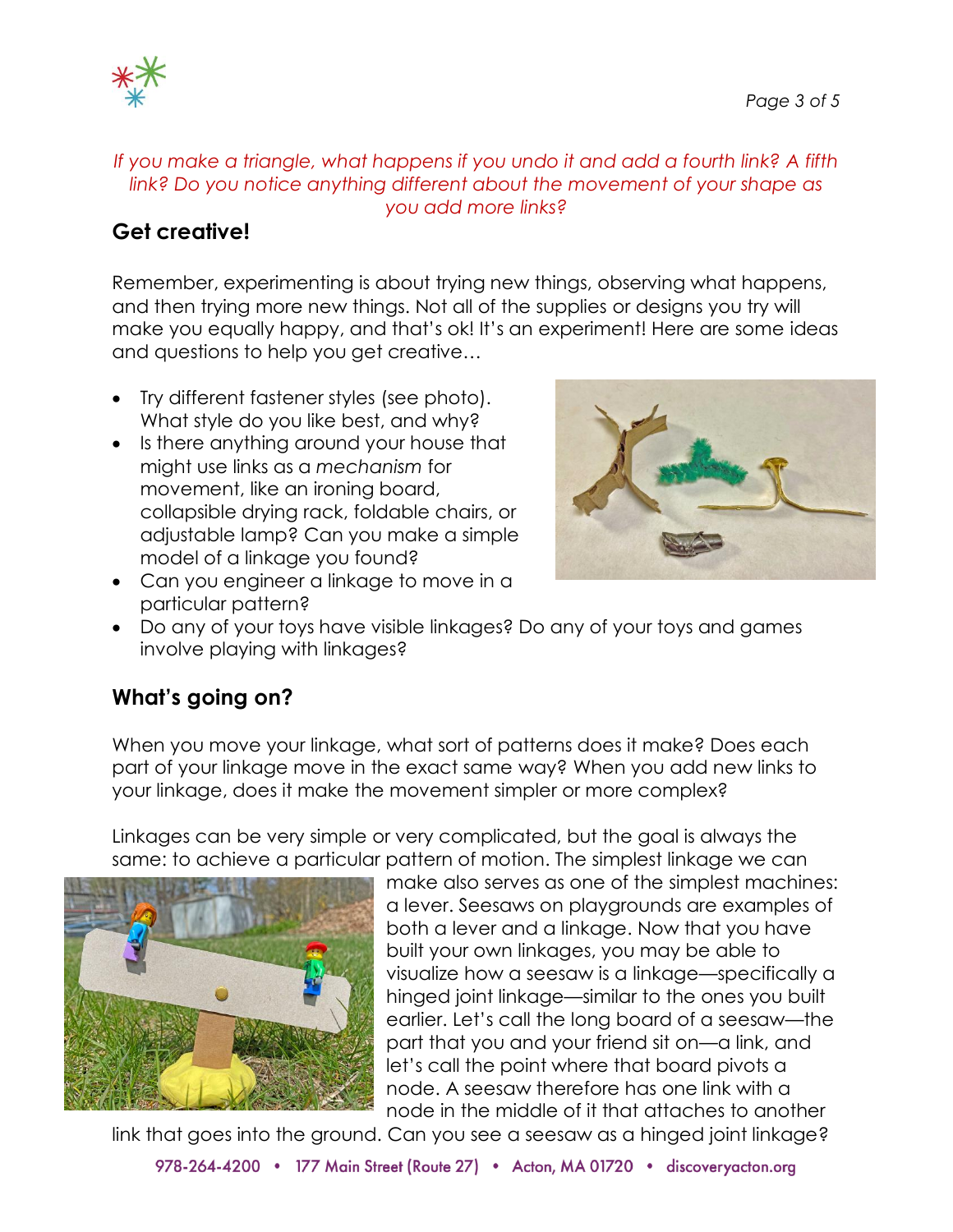*If you make a triangle, what happens if you undo it and add a fourth link? A fifth link? Do you notice anything different about the movement of your shape as you add more links?*

## Get creative!

Remember, experimenting is about trying new things, observing what happens, and then trying more new things. Not all of the supplies or designs you try will make you equally happy, and that's ok! It's an experiment! Here are some ideas and questions to help you get creative…

- Try different fastener styles (see photo). What style do you like best, and why?
- Is there anything around your house that might use links as a *mechanism* for movement, like an ironing board, collapsible drying rack, foldable chairs, or adjustable lamp? Can you make a simple model of a linkage you found?
- Can you engineer a linkage to move in a particular pattern?
- Do any of your toys have visible linkages? Do any of your toys and games involve playing with linkages?

## What's going on?

When you move your linkage, what sort of patterns does it make? Does each part of your linkage move in the exact same way? When you add new links to your linkage, does it make the movement simpler or more complex?

Linkages can be very simple or very complicated, but the goal is always the same: to achieve a particular pattern of motion. The simplest linkage we can make also serves as one of the simplest machines: a lever. Seesaws on playgrounds are examples of both a lever and a linkage. Now that you have built your own linkages, you may be able to visualize how a seesaw is a linkage—specifically a hinged joint linkage—similar to the ones you built earlier. Let's call the long board of a seesaw—the part that you and your friend sit on—a link, and let's call the point where that board pivots a node. A seesaw therefore has one link with a node in the middle of it that attaches to another link that goes into the ground. Can you see a seesaw as a hinged joint linkage?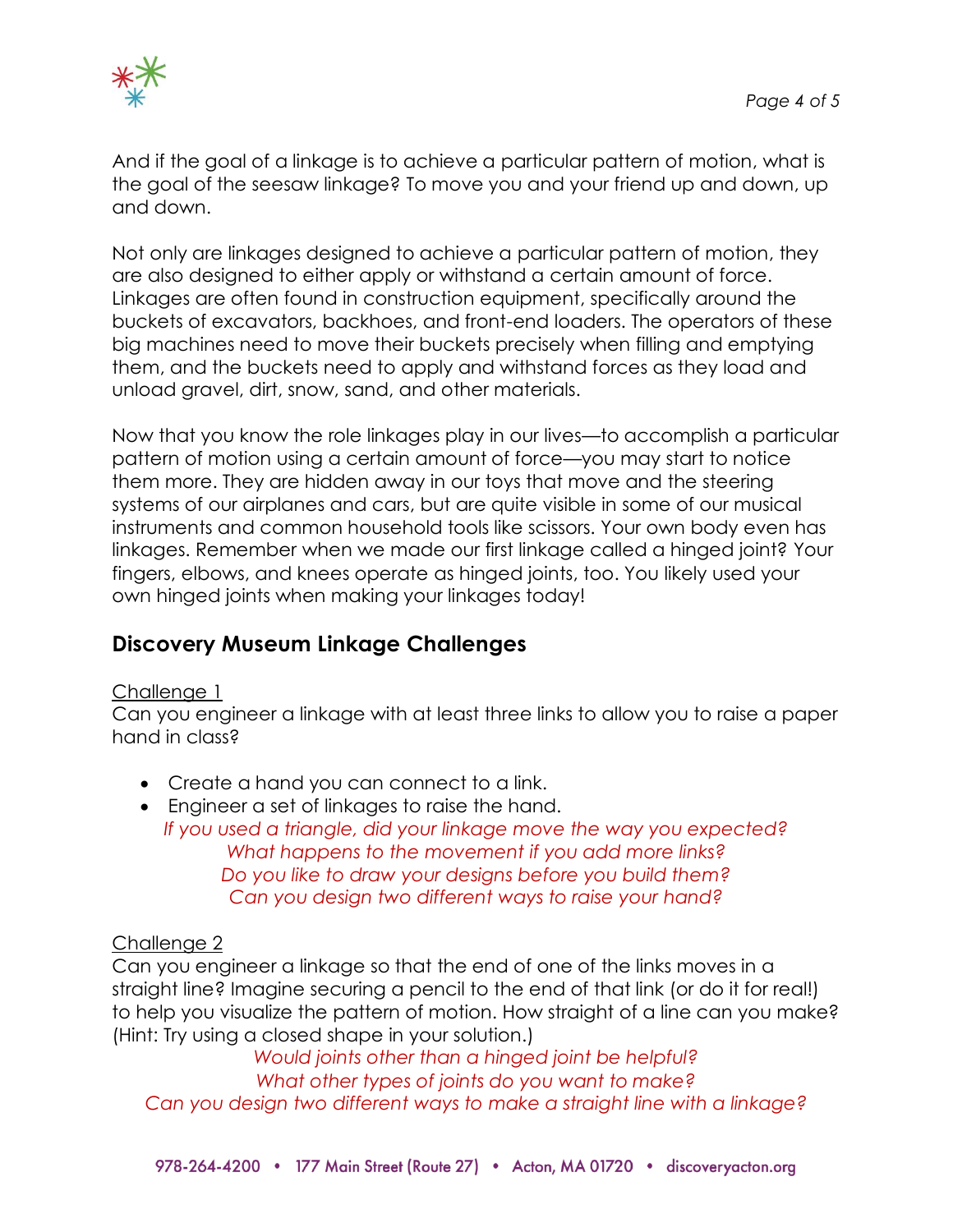And if the goal of a linkage is to achieve a particular pattern of motion, what is the goal of the seesaw linkage? To move you and your friend up and down, up and down.

Not only are linkages designed to achieve a particular pattern of motion, they are also designed to either apply or withstand a certain amount of force. Linkages are often found in construction equipment, specifically around the buckets of excavators, backhoes, and front-end loaders. The operators of these big machines need to move their buckets precisely when filling and emptying them, and the buckets need to apply and withstand forces as they load and unload gravel, dirt, snow, sand, and other materials.

Now that you know the role linkages play in our lives—to accomplish a particular pattern of motion using a certain amount of force—you may start to notice them more. They are hidden away in our toys that move and the steering systems of our airplanes and cars, but are quite visible in some of our musical instruments and common household tools like scissors. Your own body even has linkages. Remember when we made our first linkage called a hinged joint? Your fingers, elbows, and knees operate as hinged joints, too. You likely used your own hinged joints when making your linkages today!

## Discovery Museum Linkage Challenges

Challenge 1

Can you engineer a linkage with at least three links to allow you to raise a paper hand in class?

- Create a hand you can connect to a link.
- Engineer a set of linkages to raise the hand.

*If you used a triangle, did your linkage move the way you expected?*
*What happens to the movement if you add more links?*
*Do you like to draw your designs before you build them?*
*Can you design two different ways to raise your hand?*

Challenge 2

Can you engineer a linkage so that the end of one of the links moves in a straight line? Imagine securing a pencil to the end of that link (or do it for real!) to help you visualize the pattern of motion. How straight of a line can you make? (Hint: Try using a closed shape in your solution.)

*Would joints other than a hinged joint be helpful?*
*What other types of joints do you want to make?*
*Can you design two different ways to make a straight line with a linkage?*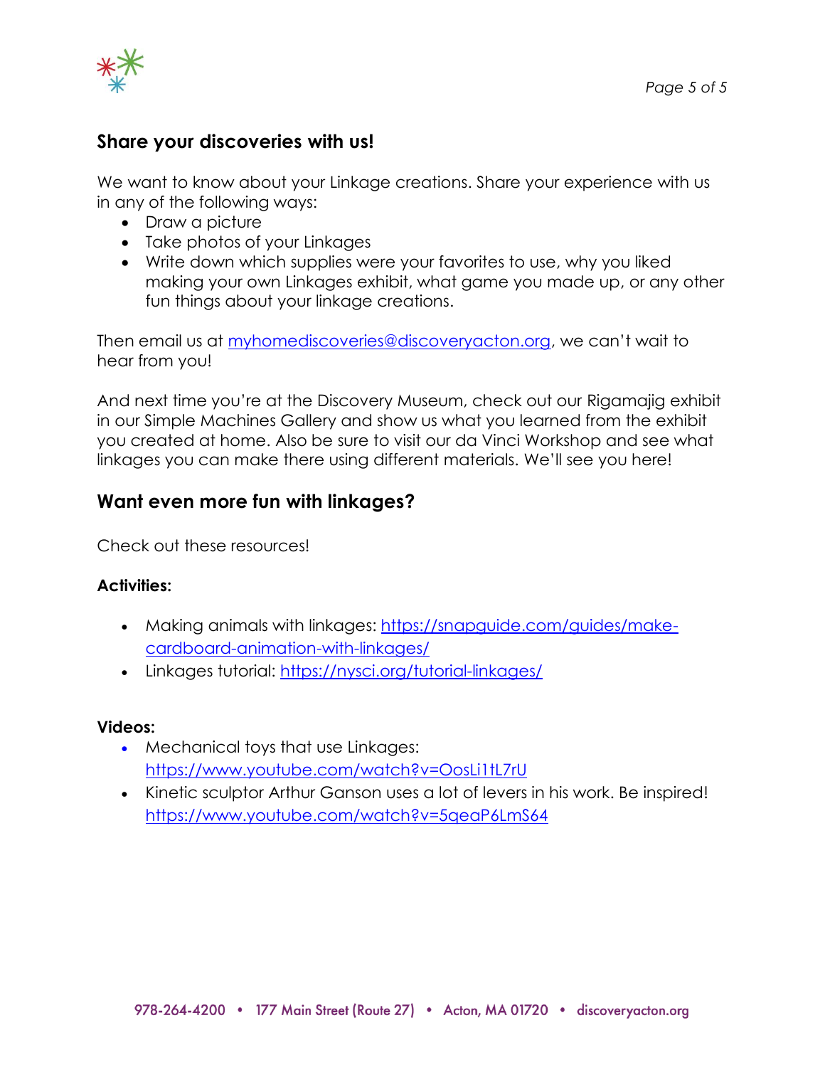## Share your discoveries with us!

We want to know about your Linkage creations. Share your experience with us in any of the following ways:

- Draw a picture
- Take photos of your Linkages
- Write down which supplies were your favorites to use, why you liked making your own Linkages exhibit, what game you made up, or any other fun things about your linkage creations.

Then email us at [myhomediscoveries@discoveryacton.org](mailto:myhomediscoveries@discoveryacton.org), we can't wait to hear from you!

And next time you're at the Discovery Museum, check out our Rigamajig exhibit in our Simple Machines Gallery and show us what you learned from the exhibit you created at home. Also be sure to visit our da Vinci Workshop and see what linkages you can make there using different materials. We'll see you here!

## Want even more fun with linkages?

Check out these resources!

**Activities:**

- Making animals with linkages: [https://snapguide.com/guides/make-cardboard-animation-with-linkages/](https://snapguide.com/guides/make-cardboard-animation-with-linkages/)
- Linkages tutorial: [https://nysci.org/tutorial-linkages/](https://nysci.org/tutorial-linkages/)

**Videos:**

- Mechanical toys that use Linkages: [https://www.youtube.com/watch?v=OosLi1tL7rU](https://www.youtube.com/watch?v=OosLi1tL7rU)
- Kinetic sculptor Arthur Ganson uses a lot of levers in his work. Be inspired! [https://www.youtube.com/watch?v=5qeaP6LmS64](https://www.youtube.com/watch?v=5qeaP6LmS64)

978-264-4200 • 177 Main Street (Route 27) • Acton, MA 01720 • discoveryacton.org